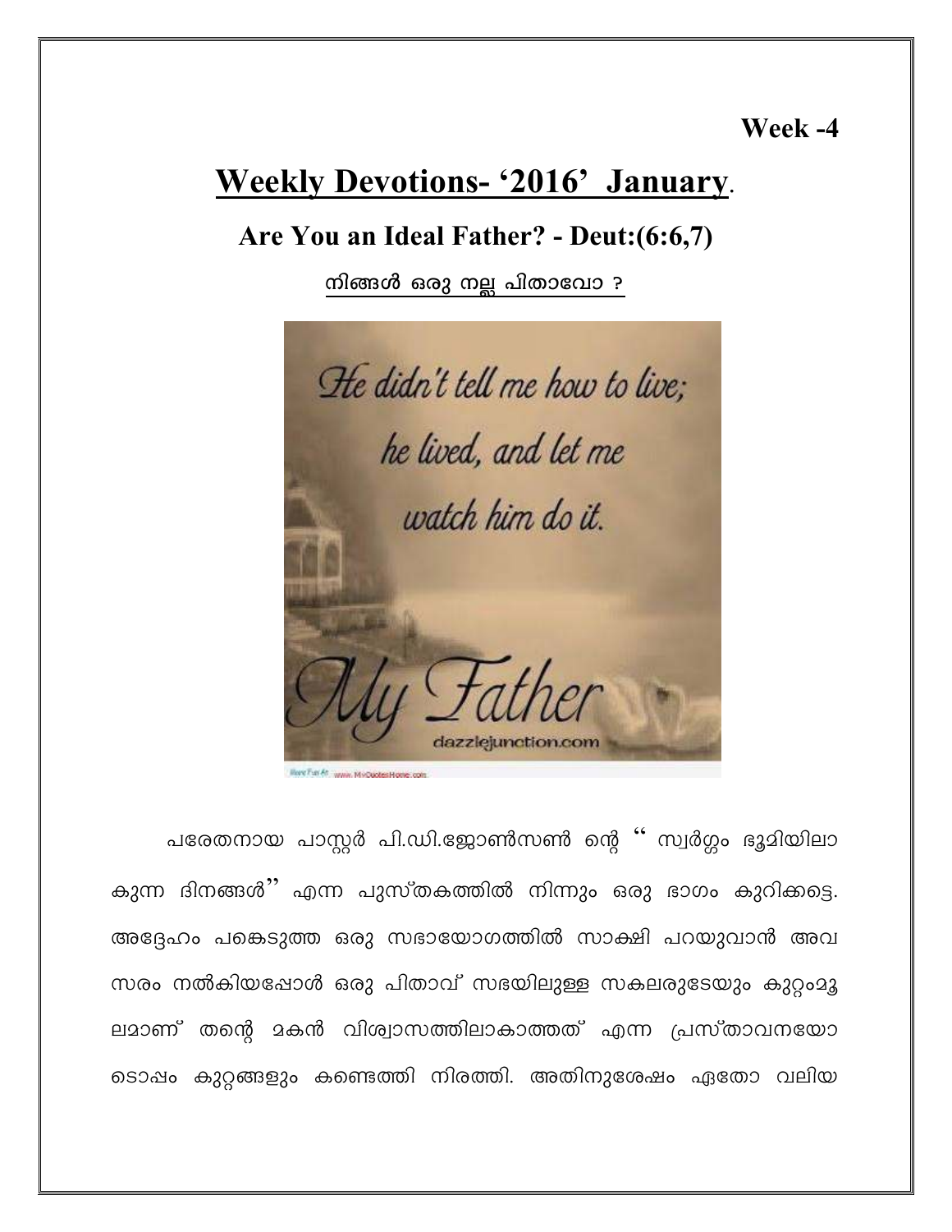**Week -4**

# Weekly Devotions- '2016' January.

## Are You an Ideal Father? - Deut:(6:6,7)

### നിങ്ങൾ ഒരു നല്ല പിതാവോ ?

പരേതനായ പാസ്റ്റർ പി.ഡി.ജോൺസൺ ന്റെ " സ്വർഗ്ഗം ഭൂമിയിലാകുന്ന ദിനങ്ങൾ" എന്ന പുസ്തകത്തിൽ നിന്നും ഒരു ഭാഗം കുറിക്കട്ടെ. അദ്ദേഹം പങ്കെടുത്ത ഒരു സഭായോഗത്തിൽ സാക്ഷി പറയുവാൻ അവസരം നൽകിയപ്പോൾ ഒരു പിതാവ് സഭയിലുള്ള സകലരുടേയും കുറ്റംമൂലമാണ് തന്റെ മകൻ വിശ്വാസത്തിലാകാത്തത് എന്ന പ്രസ്താവനയോടൊപ്പം കുറ്റങ്ങളും കണ്ടെത്തി നിരത്തി. അതിനുശേഷം ഏതോ വലിയ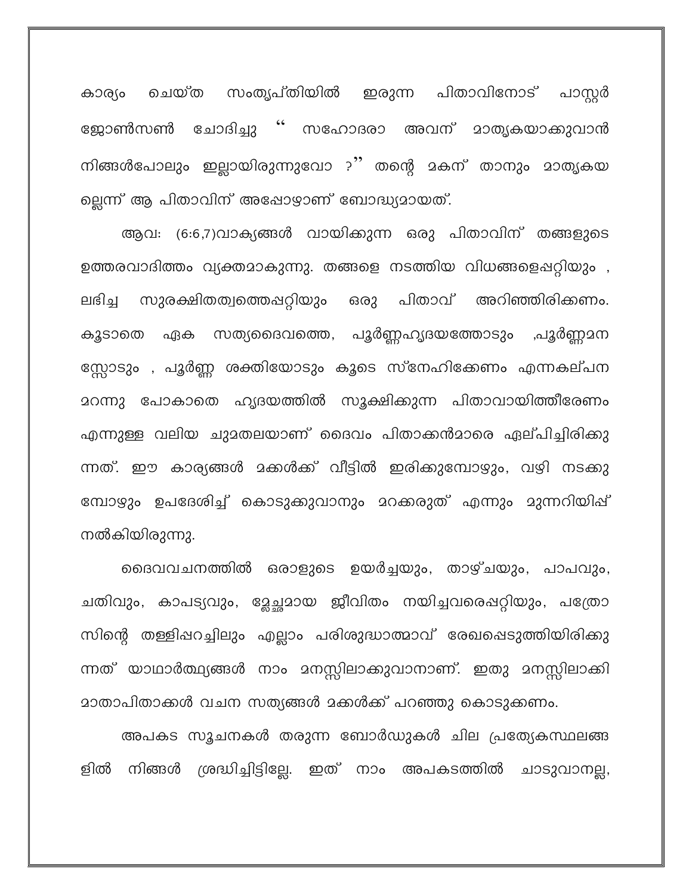കാര്യം ചെയ്ത സംതൃപ്തിയിൽ ഇരുന്ന പിതാവിനോട് പാസ്റ്റർ ജോൺസൺ ചോദിച്ചു " സഹോദരാ അവന് മാതൃകയാക്കുവാൻ നിങ്ങൾപോലും ഇല്ലായിരുന്നുവോ ?" തന്റെ മകന് താനും മാതൃകയല്ലെന്ന് ആ പിതാവിന് അപ്പോഴാണ് ബോദ്ധ്യമായത്.

ആവ: (6:6,7)വാക്യങ്ങൾ വായിക്കുന്ന ഒരു പിതാവിന് തങ്ങളുടെ ഉത്തരവാദിത്തം വ്യക്തമാകുന്നു. തങ്ങളെ നടത്തിയ വിധങ്ങളെപ്പറ്റിയും , ലഭിച്ച സുരക്ഷിതത്വത്തെപ്പറ്റിയും ഒരു പിതാവ് അറിഞ്ഞിരിക്കണം. കൂടാതെ ഏക സത്യദൈവത്തെ, പൂർണ്ണഹൃദയത്തോടും ,പൂർണ്ണമനസ്സോടും , പൂർണ്ണ ശക്തിയോടും കൂടെ സ്നേഹിക്കേണം എന്നകല്പന മറന്നു പോകാതെ ഹൃദയത്തിൽ സൂക്ഷിക്കുന്ന പിതാവായിത്തീരേണം എന്നുള്ള വലിയ ചുമതലയാണ് ദൈവം പിതാക്കൻമാരെ ഏല്പിച്ചിരിക്കുന്നത്. ഈ കാര്യങ്ങൾ മക്കൾക്ക് വീട്ടിൽ ഇരിക്കുമ്പോഴും, വഴി നടക്കുമ്പോഴും ഉപദേശിച്ച് കൊടുക്കുവാനും മറക്കരുത് എന്നും മുന്നറിയിപ്പ് നൽകിയിരുന്നു.

ദൈവവചനത്തിൽ ഒരാളുടെ ഉയർച്ചയും, താഴ്ചയും, പാപവും, ചതിവും, കാപട്യവും, മ്ലേച്ഛമായ ജീവിതം നയിച്ചവരെപ്പറ്റിയും, പത്രോസിന്റെ തള്ളിപ്പറച്ചിലും എല്ലാം പരിശുദ്ധാത്മാവ് രേഖപ്പെടുത്തിയിരിക്കുന്നത് യാഥാർത്ഥ്യങ്ങൾ നാം മനസ്സിലാക്കുവാനാണ്. ഇതു മനസ്സിലാക്കി മാതാപിതാക്കൾ വചന സത്യങ്ങൾ മക്കൾക്ക് പറഞ്ഞു കൊടുക്കണം.

അപകട സൂചനകൾ തരുന്ന ബോർഡുകൾ ചില പ്രത്യേകസ്ഥലങ്ങളിൽ നിങ്ങൾ ശ്രദ്ധിച്ചിട്ടില്ലേ. ഇത് നാം അപകടത്തിൽ ചാടുവാനല്ല,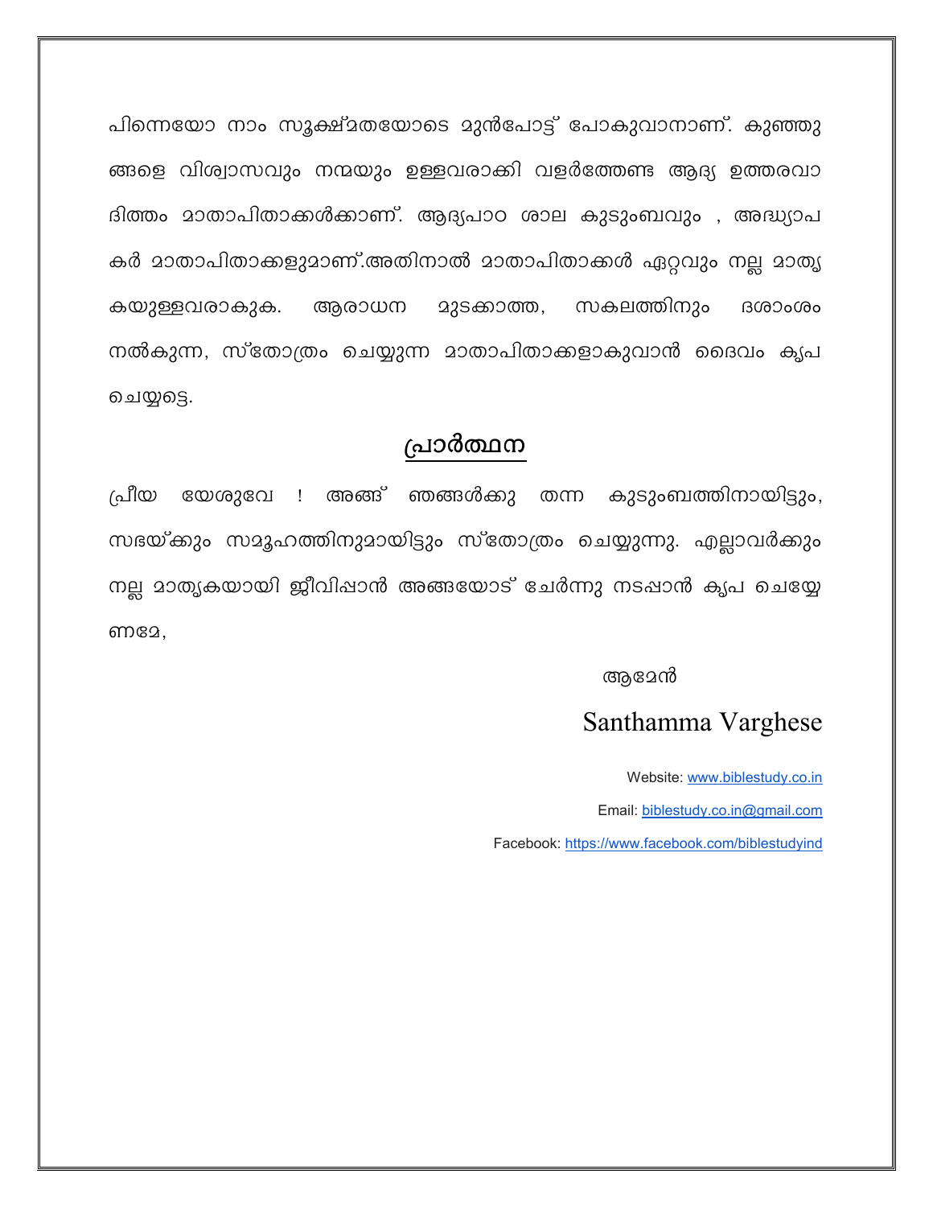പിന്നെയോ നാം സൂക്ഷ്മതയോടെ മുൻപോട്ട് പോകുവാനാണ്. കുഞ്ഞുങ്ങളെ വിശ്വാസവും നന്മയും ഉള്ളവരാക്കി വളർത്തേണ്ട ആദ്യ ഉത്തരവാദിത്തം മാതാപിതാക്കൾക്കാണ്. ആദ്യപാഠ ശാല കുടുംബവും , അദ്ധ്യാപകർ മാതാപിതാക്കളുമാണ്.അതിനാൽ മാതാപിതാക്കൾ ഏറ്റവും നല്ല മാതൃകയുള്ളവരാകുക. ആരാധന മുടക്കാത്ത, സകലത്തിനും ദശാംശം നൽകുന്ന, സ്തോത്രം ചെയ്യുന്ന മാതാപിതാക്കളാകുവാൻ ദൈവം കൃപ ചെയ്യട്ടെ.

## പ്രാർത്ഥന

പ്രീയ യേശുവേ ! അങ്ങ് ഞങ്ങൾക്കു തന്ന കുടുംബത്തിനായിട്ടും, സഭയ്ക്കും സമൂഹത്തിനുമായിട്ടും സ്തോത്രം ചെയ്യുന്നു. എല്ലാവർക്കും നല്ല മാതൃകയായി ജീവിപ്പാൻ അങ്ങയോട് ചേർന്നു നടപ്പാൻ കൃപ ചെയ്യേണമേ,

ആമേൻ

Santhamma Varghese

Website: www.biblestudy.co.in

Email: biblestudy.co.in@gmail.com

Facebook: https://www.facebook.com/biblestudyind